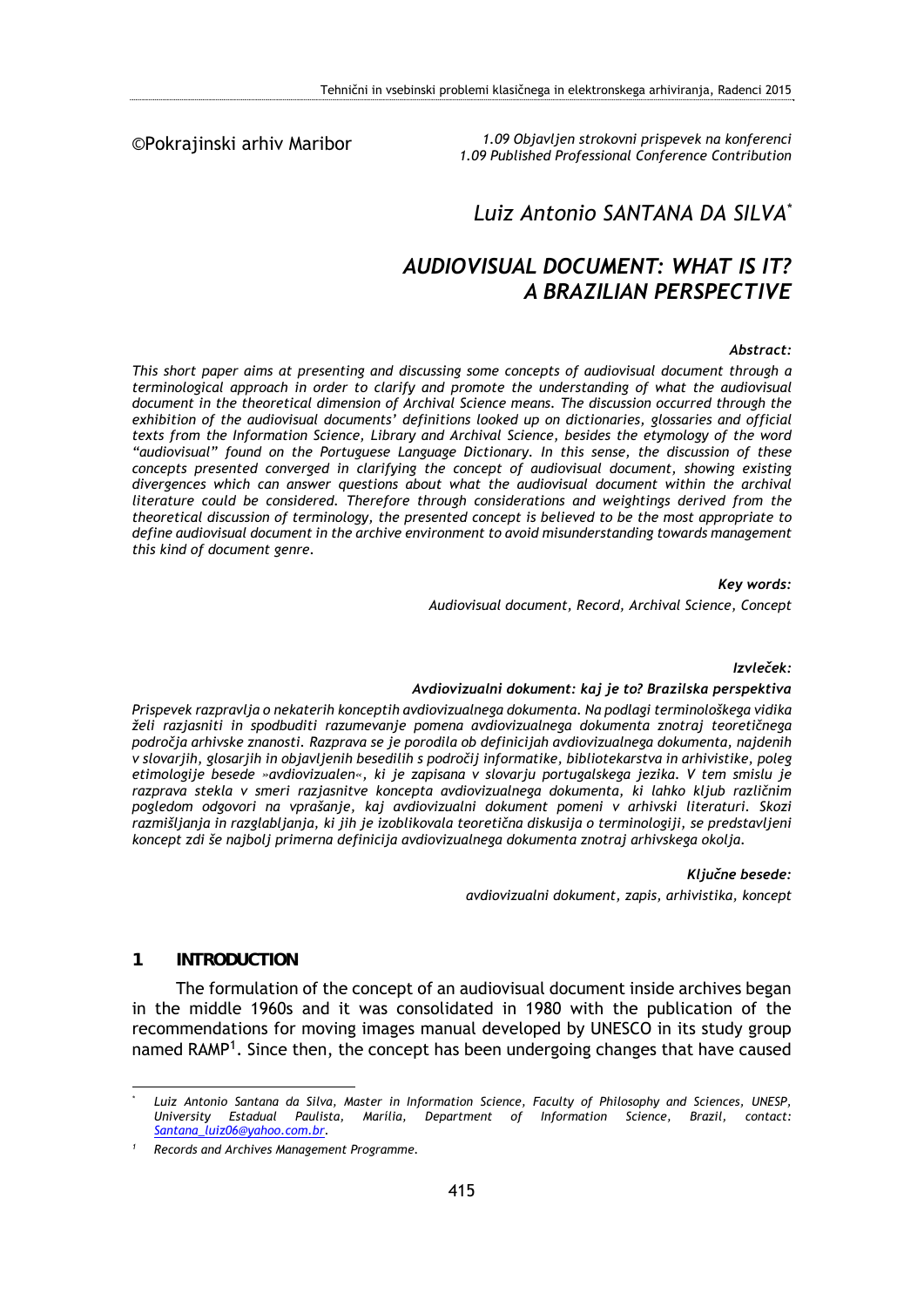©Pokrajinski arhiv Maribor

*1.09 Objavljen strokovni prispevek na konferenci*
*1.09 Published Professional Conference Contribution*

*Luiz Antonio SANTANA DA SILVA*[*]

# *AUDIOVISUAL DOCUMENT: WHAT IS IT? A BRAZILIAN PERSPECTIVE*

***Abstract:***

*This short paper aims at presenting and discussing some concepts of audiovisual document through a terminological approach in order to clarify and promote the understanding of what the audiovisual document in the theoretical dimension of Archival Science means. The discussion occurred through the exhibition of the audiovisual documents' definitions looked up on dictionaries, glossaries and official texts from the Information Science, Library and Archival Science, besides the etymology of the word "audiovisual" found on the Portuguese Language Dictionary. In this sense, the discussion of these concepts presented converged in clarifying the concept of audiovisual document, showing existing divergences which can answer questions about what the audiovisual document within the archival literature could be considered. Therefore through considerations and weightings derived from the theoretical discussion of terminology, the presented concept is believed to be the most appropriate to define audiovisual document in the archive environment to avoid misunderstanding towards management this kind of document genre.*

***Key words:***

*Audiovisual document, Record, Archival Science, Concept*

***Izvleček:***

***Avdiovizualni dokument: kaj je to? Brazilska perspektiva***

*Prispevek razpravlja o nekaterih konceptih avdiovizualnega dokumenta. Na podlagi terminološkega vidika želi razjasniti in spodbuditi razumevanje pomena avdiovizualnega dokumenta znotraj teoretičnega področja arhivske znanosti. Razprava se je porodila ob definicijah avdiovizualnega dokumenta, najdenih v slovarjih, glosarjih in objavljenih besedilih s področij informatike, bibliotekarstva in arhivistike, poleg etimologije besede »avdiovizualen«, ki je zapisana v slovarju portugalskega jezika. V tem smislu je razprava stekla v smeri razjasnitve koncepta avdiovizualnega dokumenta, ki lahko kljub različnim pogledom odgovori na vprašanje, kaj avdiovizualni dokument pomeni v arhivski literaturi. Skozi razmišljanja in razglabljanja, ki jih je izoblikovala teoretična diskusija o terminologiji, se predstavljeni koncept zdi še najbolj primerna definicija avdiovizualnega dokumenta znotraj arhivskega okolja.*

***Ključne besede:***

*avdiovizualni dokument, zapis, arhivistika, koncept*

## 1 INTRODUCTION

The formulation of the concept of an audiovisual document inside archives began in the middle 1960s and it was consolidated in 1980 with the publication of the recommendations for moving images manual developed by UNESCO in its study group named RAMP[1]. Since then, the concept has been undergoing changes that have caused

---

[*] *Luiz Antonio Santana da Silva, Master in Information Science, Faculty of Philosophy and Sciences, UNESP, University Estadual Paulista, Marília, Department of Information Science, Brazil, contact: Santana_luiz06@yahoo.com.br.*

[1] *Records and Archives Management Programme.*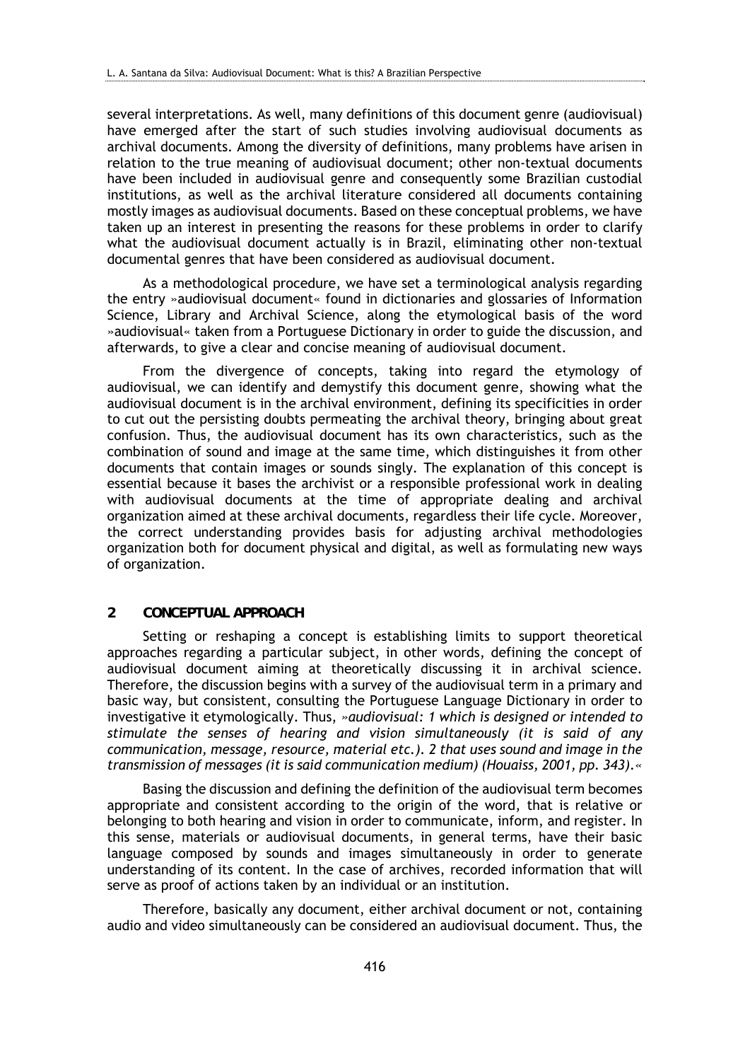several interpretations. As well, many definitions of this document genre (audiovisual) have emerged after the start of such studies involving audiovisual documents as archival documents. Among the diversity of definitions, many problems have arisen in relation to the true meaning of audiovisual document; other non-textual documents have been included in audiovisual genre and consequently some Brazilian custodial institutions, as well as the archival literature considered all documents containing mostly images as audiovisual documents. Based on these conceptual problems, we have taken up an interest in presenting the reasons for these problems in order to clarify what the audiovisual document actually is in Brazil, eliminating other non-textual documental genres that have been considered as audiovisual document.

As a methodological procedure, we have set a terminological analysis regarding the entry »audiovisual document« found in dictionaries and glossaries of Information Science, Library and Archival Science, along the etymological basis of the word »audiovisual« taken from a Portuguese Dictionary in order to guide the discussion, and afterwards, to give a clear and concise meaning of audiovisual document.

From the divergence of concepts, taking into regard the etymology of audiovisual, we can identify and demystify this document genre, showing what the audiovisual document is in the archival environment, defining its specificities in order to cut out the persisting doubts permeating the archival theory, bringing about great confusion. Thus, the audiovisual document has its own characteristics, such as the combination of sound and image at the same time, which distinguishes it from other documents that contain images or sounds singly. The explanation of this concept is essential because it bases the archivist or a responsible professional work in dealing with audiovisual documents at the time of appropriate dealing and archival organization aimed at these archival documents, regardless their life cycle. Moreover, the correct understanding provides basis for adjusting archival methodologies organization both for document physical and digital, as well as formulating new ways of organization.

## 2 CONCEPTUAL APPROACH

Setting or reshaping a concept is establishing limits to support theoretical approaches regarding a particular subject, in other words, defining the concept of audiovisual document aiming at theoretically discussing it in archival science. Therefore, the discussion begins with a survey of the audiovisual term in a primary and basic way, but consistent, consulting the Portuguese Language Dictionary in order to investigative it etymologically. Thus, *»audiovisual: 1 which is designed or intended to stimulate the senses of hearing and vision simultaneously (it is said of any communication, message, resource, material etc.). 2 that uses sound and image in the transmission of messages (it is said communication medium) (Houaiss, 2001, pp. 343).«*

Basing the discussion and defining the definition of the audiovisual term becomes appropriate and consistent according to the origin of the word, that is relative or belonging to both hearing and vision in order to communicate, inform, and register. In this sense, materials or audiovisual documents, in general terms, have their basic language composed by sounds and images simultaneously in order to generate understanding of its content. In the case of archives, recorded information that will serve as proof of actions taken by an individual or an institution.

Therefore, basically any document, either archival document or not, containing audio and video simultaneously can be considered an audiovisual document. Thus, the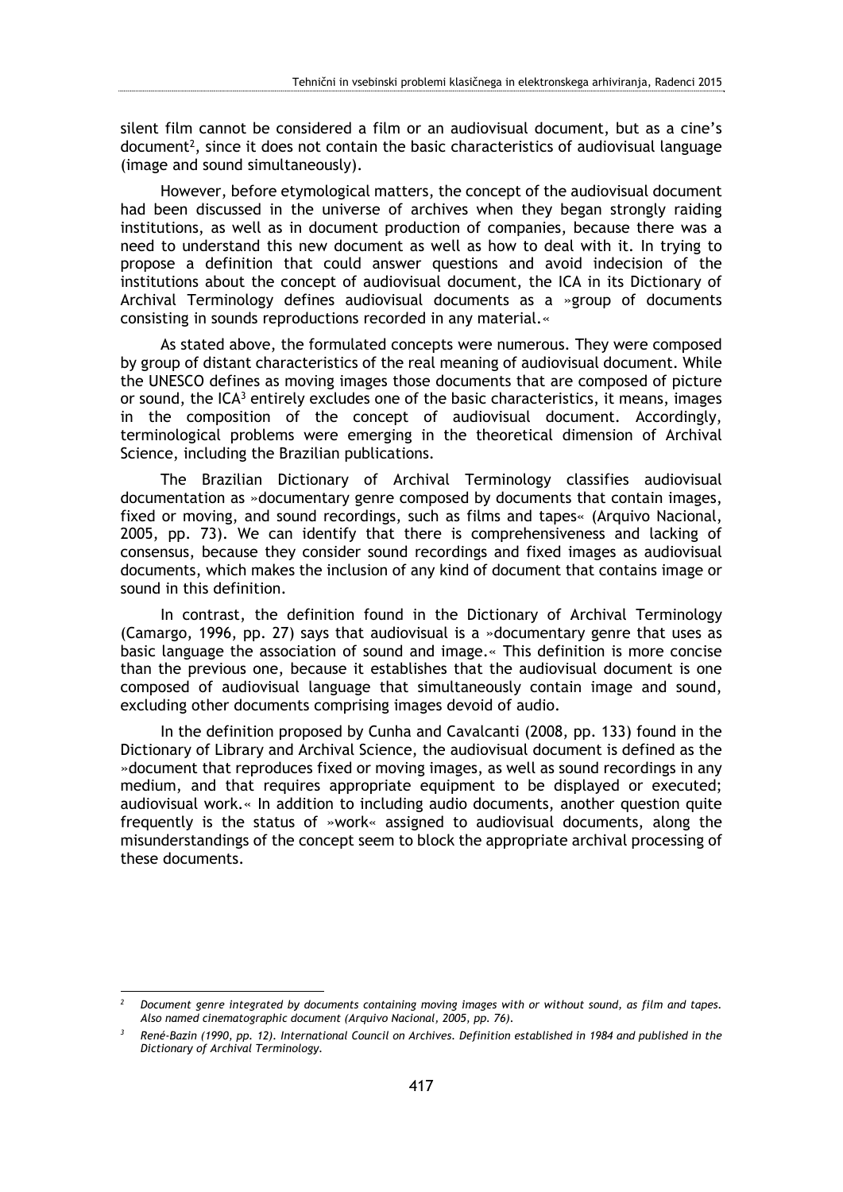silent film cannot be considered a film or an audiovisual document, but as a cine's document[2], since it does not contain the basic characteristics of audiovisual language (image and sound simultaneously).

However, before etymological matters, the concept of the audiovisual document had been discussed in the universe of archives when they began strongly raiding institutions, as well as in document production of companies, because there was a need to understand this new document as well as how to deal with it. In trying to propose a definition that could answer questions and avoid indecision of the institutions about the concept of audiovisual document, the ICA in its Dictionary of Archival Terminology defines audiovisual documents as a »group of documents consisting in sounds reproductions recorded in any material.«

As stated above, the formulated concepts were numerous. They were composed by group of distant characteristics of the real meaning of audiovisual document. While the UNESCO defines as moving images those documents that are composed of picture or sound, the ICA[3] entirely excludes one of the basic characteristics, it means, images in the composition of the concept of audiovisual document. Accordingly, terminological problems were emerging in the theoretical dimension of Archival Science, including the Brazilian publications.

The Brazilian Dictionary of Archival Terminology classifies audiovisual documentation as »documentary genre composed by documents that contain images, fixed or moving, and sound recordings, such as films and tapes« (Arquivo Nacional, 2005, pp. 73). We can identify that there is comprehensiveness and lacking of consensus, because they consider sound recordings and fixed images as audiovisual documents, which makes the inclusion of any kind of document that contains image or sound in this definition.

In contrast, the definition found in the Dictionary of Archival Terminology (Camargo, 1996, pp. 27) says that audiovisual is a »documentary genre that uses as basic language the association of sound and image.« This definition is more concise than the previous one, because it establishes that the audiovisual document is one composed of audiovisual language that simultaneously contain image and sound, excluding other documents comprising images devoid of audio.

In the definition proposed by Cunha and Cavalcanti (2008, pp. 133) found in the Dictionary of Library and Archival Science, the audiovisual document is defined as the »document that reproduces fixed or moving images, as well as sound recordings in any medium, and that requires appropriate equipment to be displayed or executed; audiovisual work.« In addition to including audio documents, another question quite frequently is the status of »work« assigned to audiovisual documents, along the misunderstandings of the concept seem to block the appropriate archival processing of these documents.

---

[2] *Document genre integrated by documents containing moving images with or without sound, as film and tapes. Also named cinematographic document (Arquivo Nacional, 2005, pp. 76).*

[3] *René-Bazin (1990, pp. 12). International Council on Archives. Definition established in 1984 and published in the Dictionary of Archival Terminology.*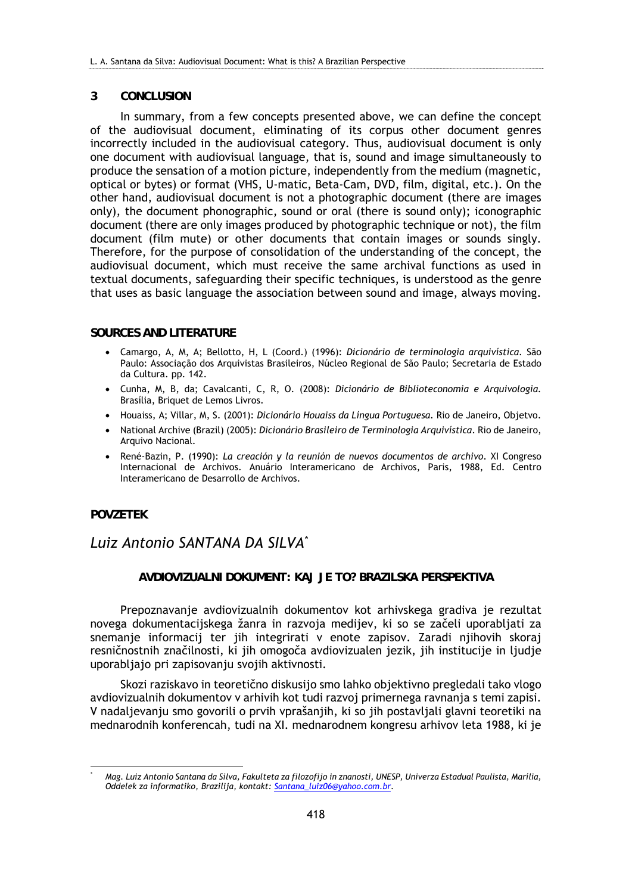## 3 CONCLUSION

In summary, from a few concepts presented above, we can define the concept of the audiovisual document, eliminating of its corpus other document genres incorrectly included in the audiovisual category. Thus, audiovisual document is only one document with audiovisual language, that is, sound and image simultaneously to produce the sensation of a motion picture, independently from the medium (magnetic, optical or bytes) or format (VHS, U-matic, Beta-Cam, DVD, film, digital, etc.). On the other hand, audiovisual document is not a photographic document (there are images only), the document phonographic, sound or oral (there is sound only); iconographic document (there are only images produced by photographic technique or not), the film document (film mute) or other documents that contain images or sounds singly. Therefore, for the purpose of consolidation of the understanding of the concept, the audiovisual document, which must receive the same archival functions as used in textual documents, safeguarding their specific techniques, is understood as the genre that uses as basic language the association between sound and image, always moving.

## SOURCES AND LITERATURE

- Camargo, A, M, A; Bellotto, H, L (Coord.) (1996): *Dicionário de terminologia arquivística*. São Paulo: Associação dos Arquivistas Brasileiros, Núcleo Regional de São Paulo; Secretaria de Estado da Cultura. pp. 142.
- Cunha, M, B, da; Cavalcanti, C, R, O. (2008): *Dicionário de Biblioteconomia e Arquivologia*. Brasília, Briquet de Lemos Livros.
- Houaiss, A; Villar, M, S. (2001): *Dicionário Houaiss da Língua Portuguesa*. Rio de Janeiro, Objetvo.
- National Archive (Brazil) (2005): *Dicionário Brasileiro de Terminologia Arquivística*. Rio de Janeiro, Arquivo Nacional.
- René-Bazin, P. (1990): *La creación y la reunión de nuevos documentos de archivo*. XI Congreso Internacional de Archivos. Anuário Interamericano de Archivos, Paris, 1988, Ed. Centro Interamericano de Desarrollo de Archivos.

## POVZETEK

*Luiz Antonio SANTANA DA SILVA*[*]

### AVDIOVIZUALNI DOKUMENT: KAJ JE TO? BRAZILSKA PERSPEKTIVA

Prepoznavanje avdiovizualnih dokumentov kot arhivskega gradiva je rezultat novega dokumentacijskega žanra in razvoja medijev, ki so se začeli uporabljati za snemanje informacij ter jih integrirati v enote zapisov. Zaradi njihovih skoraj resničnostnih značilnosti, ki jih omogoča avdiovizualen jezik, jih institucije in ljudje uporabljajo pri zapisovanju svojih aktivnosti.

Skozi raziskavo in teoretično diskusijo smo lahko objektivno pregledali tako vlogo avdiovizualnih dokumentov v arhivih kot tudi razvoj primernega ravnanja s temi zapisi. V nadaljevanju smo govorili o prvih vprašanjih, ki so jih postavljali glavni teoretiki na mednarodnih konferencah, tudi na XI. mednarodnem kongresu arhivov leta 1988, ki je

---

[*] *Mag. Luiz Antonio Santana da Silva, Fakulteta za filozofijo in znanosti, UNESP, Univerza Estadual Paulista, Marília, Oddelek za informatiko, Brazilija, kontakt: Santana_luiz06@yahoo.com.br.*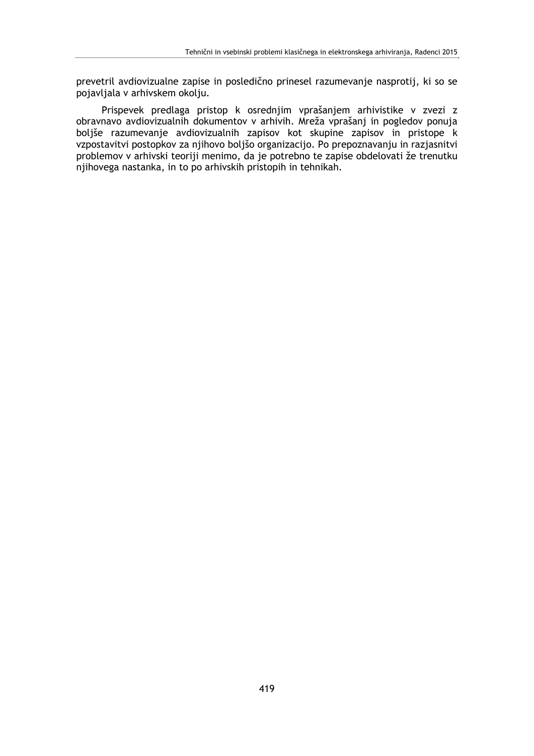prevetril avdiovizualne zapise in posledično prinesel razumevanje nasprotij, ki so se pojavljala v arhivskem okolju.

Prispevek predlaga pristop k osrednjim vprašanjem arhivistike v zvezi z obravnavo avdiovizualnih dokumentov v arhivih. Mreža vprašanj in pogledov ponuja boljše razumevanje avdiovizualnih zapisov kot skupine zapisov in pristope k vzpostavitvi postopkov za njihovo boljšo organizacijo. Po prepoznavanju in razjasnitvi problemov v arhivski teoriji menimo, da je potrebno te zapise obdelovati že trenutku njihovega nastanka, in to po arhivskih pristopih in tehnikah.